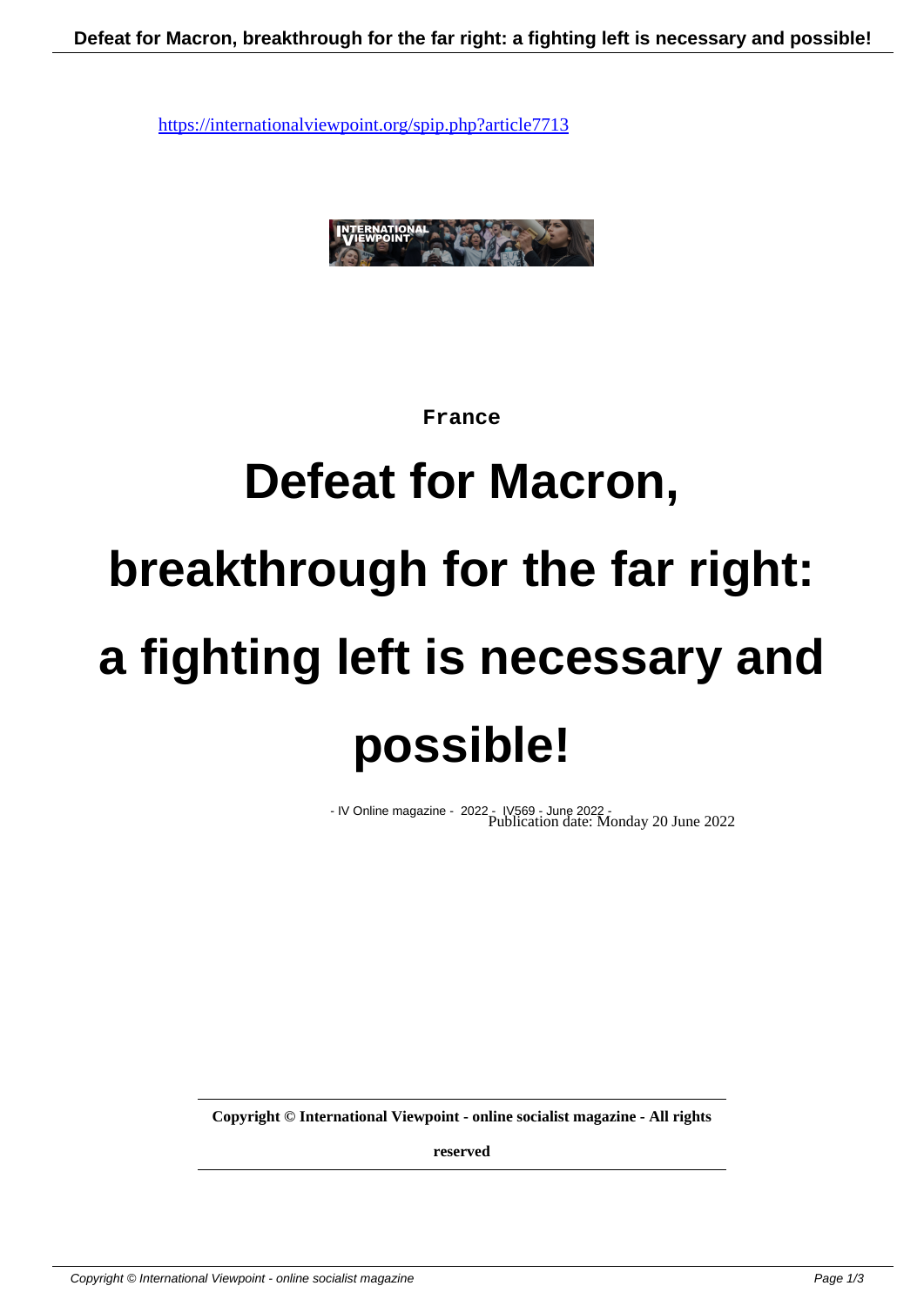https://internationalviewpoint.org/spip.php?article7713

France

# Defeat for Macron, breakthrough for the far right: a fighting left is necessary and possible!

- IV Online magazine - 2022 - IV569 - June 2022 -
Publication date: Monday 20 June 2022

**Copyright © International Viewpoint - online socialist magazine - All rights reserved**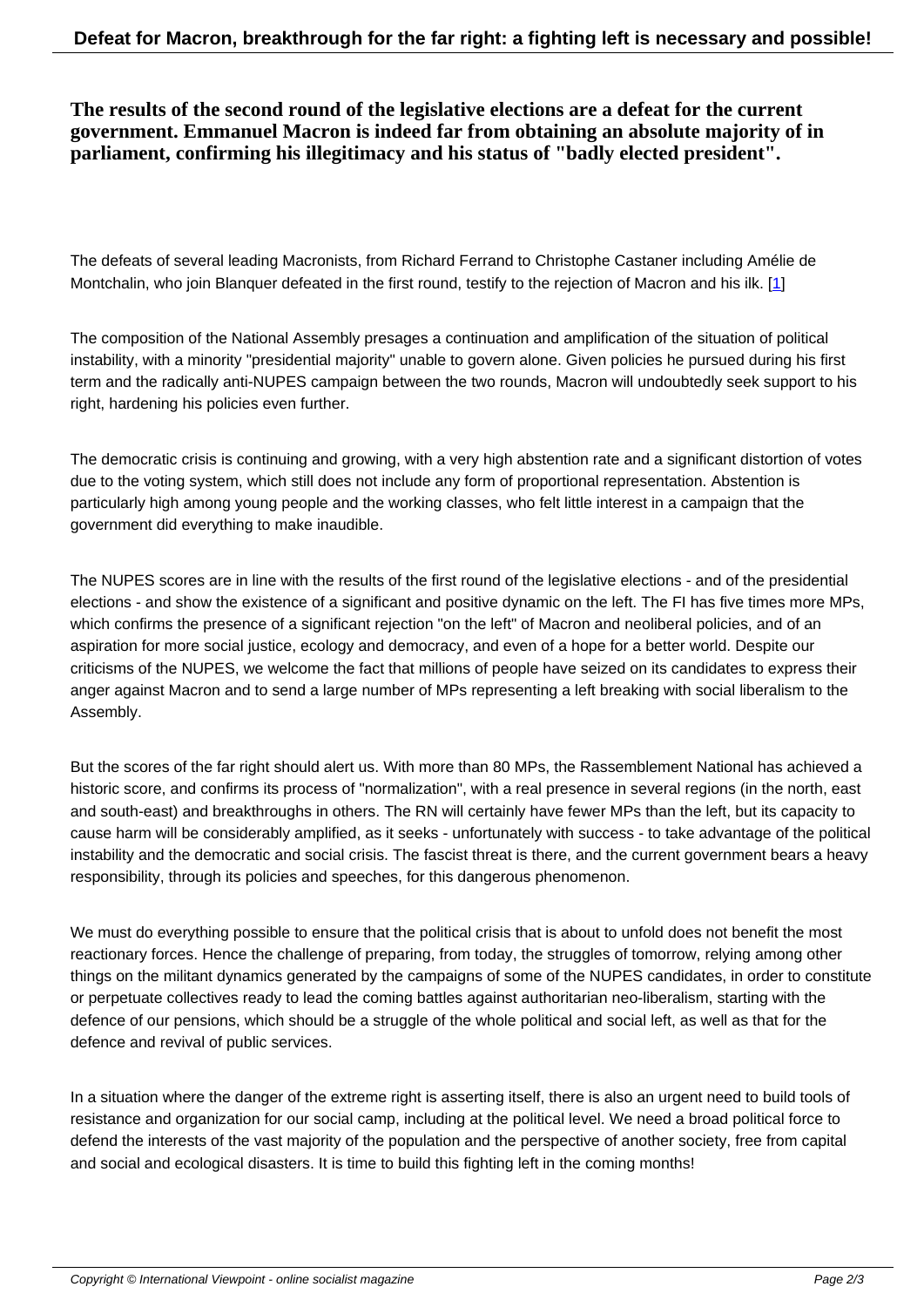**The results of the second round of the legislative elections are a defeat for the current government. Emmanuel Macron is indeed far from obtaining an absolute majority of in parliament, confirming his illegitimacy and his status of "badly elected president".**

The defeats of several leading Macronists, from Richard Ferrand to Christophe Castaner including Amélie de Montchalin, who join Blanquer defeated in the first round, testify to the rejection of Macron and his ilk. [1]

The composition of the National Assembly presages a continuation and amplification of the situation of political instability, with a minority "presidential majority" unable to govern alone. Given policies he pursued during his first term and the radically anti-NUPES campaign between the two rounds, Macron will undoubtedly seek support to his right, hardening his policies even further.

The democratic crisis is continuing and growing, with a very high abstention rate and a significant distortion of votes due to the voting system, which still does not include any form of proportional representation. Abstention is particularly high among young people and the working classes, who felt little interest in a campaign that the government did everything to make inaudible.

The NUPES scores are in line with the results of the first round of the legislative elections - and of the presidential elections - and show the existence of a significant and positive dynamic on the left. The FI has five times more MPs, which confirms the presence of a significant rejection "on the left" of Macron and neoliberal policies, and of an aspiration for more social justice, ecology and democracy, and even of a hope for a better world. Despite our criticisms of the NUPES, we welcome the fact that millions of people have seized on its candidates to express their anger against Macron and to send a large number of MPs representing a left breaking with social liberalism to the Assembly.

But the scores of the far right should alert us. With more than 80 MPs, the Rassemblement National has achieved a historic score, and confirms its process of "normalization", with a real presence in several regions (in the north, east and south-east) and breakthroughs in others. The RN will certainly have fewer MPs than the left, but its capacity to cause harm will be considerably amplified, as it seeks - unfortunately with success - to take advantage of the political instability and the democratic and social crisis. The fascist threat is there, and the current government bears a heavy responsibility, through its policies and speeches, for this dangerous phenomenon.

We must do everything possible to ensure that the political crisis that is about to unfold does not benefit the most reactionary forces. Hence the challenge of preparing, from today, the struggles of tomorrow, relying among other things on the militant dynamics generated by the campaigns of some of the NUPES candidates, in order to constitute or perpetuate collectives ready to lead the coming battles against authoritarian neo-liberalism, starting with the defence of our pensions, which should be a struggle of the whole political and social left, as well as that for the defence and revival of public services.

In a situation where the danger of the extreme right is asserting itself, there is also an urgent need to build tools of resistance and organization for our social camp, including at the political level. We need a broad political force to defend the interests of the vast majority of the population and the perspective of another society, free from capital and social and ecological disasters. It is time to build this fighting left in the coming months!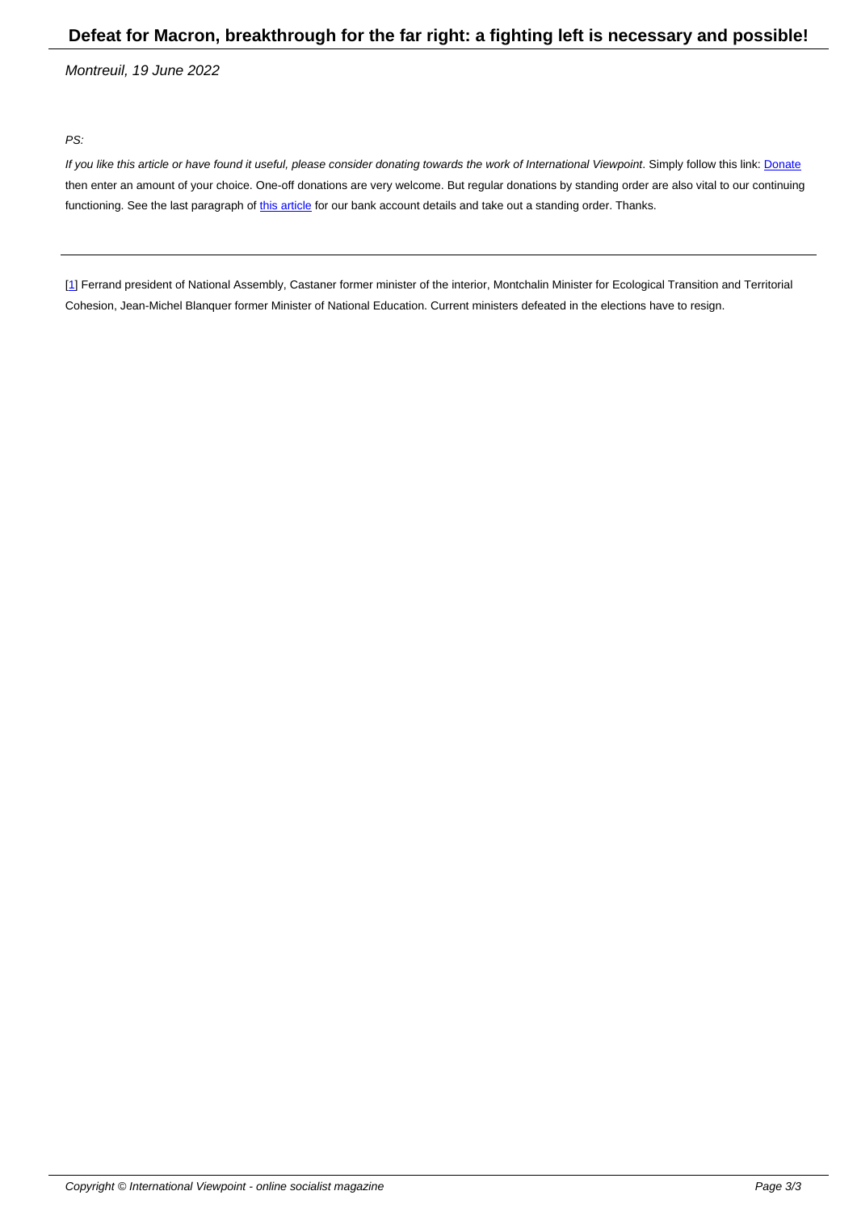*Montreuil, 19 June 2022*

*PS:*

*If you like this article or have found it useful, please consider donating towards the work of International Viewpoint.* Simply follow this link: Donate then enter an amount of your choice. One-off donations are very welcome. But regular donations by standing order are also vital to our continuing functioning. See the last paragraph of this article for our bank account details and take out a standing order. Thanks.

---

[1] Ferrand president of National Assembly, Castaner former minister of the interior, Montchalin Minister for Ecological Transition and Territorial Cohesion, Jean-Michel Blanquer former Minister of National Education. Current ministers defeated in the elections have to resign.